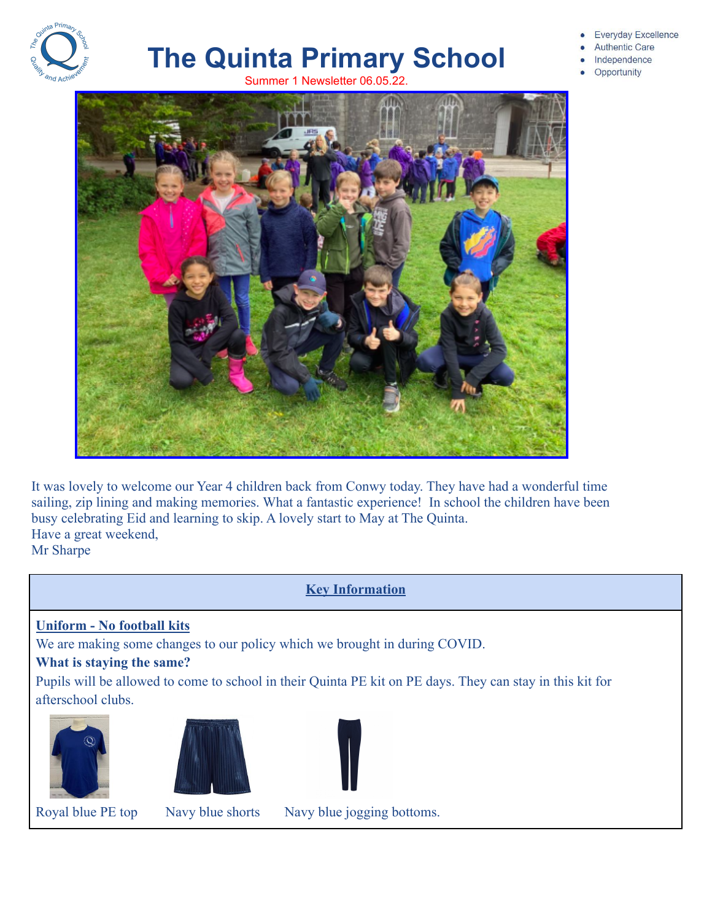# The Quinta Primary School

Summer 1 Newsletter 06.05.22.

- Everyday Excellence
- Authentic Care
- Independence
- Opportunity

It was lovely to welcome our Year 4 children back from Conwy today. They have had a wonderful time sailing, zip lining and making memories. What a fantastic experience! In school the children have been busy celebrating Eid and learning to skip. A lovely start to May at The Quinta.
Have a great weekend,
Mr Sharpe

## Key Information

### Uniform - No football kits

We are making some changes to our policy which we brought in during COVID.

**What is staying the same?**

Pupils will be allowed to come to school in their Quinta PE kit on PE days. They can stay in this kit for afterschool clubs.

Royal blue PE top

Navy blue shorts

Navy blue jogging bottoms.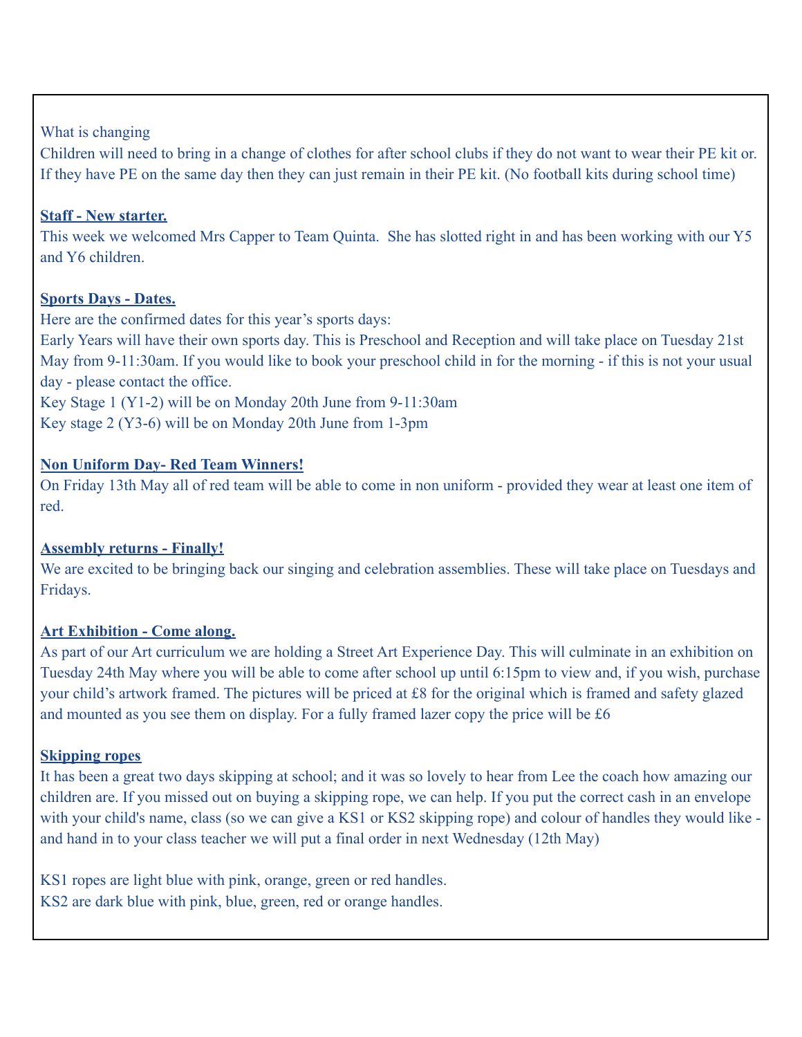What is changing

Children will need to bring in a change of clothes for after school clubs if they do not want to wear their PE kit or. If they have PE on the same day then they can just remain in their PE kit. (No football kits during school time)

**Staff - New starter.**

This week we welcomed Mrs Capper to Team Quinta. She has slotted right in and has been working with our Y5 and Y6 children.

**Sports Days - Dates.**

Here are the confirmed dates for this year's sports days:

Early Years will have their own sports day. This is Preschool and Reception and will take place on Tuesday 21st May from 9-11:30am. If you would like to book your preschool child in for the morning - if this is not your usual day - please contact the office.

Key Stage 1 (Y1-2) will be on Monday 20th June from 9-11:30am

Key stage 2 (Y3-6) will be on Monday 20th June from 1-3pm

**Non Uniform Day- Red Team Winners!**

On Friday 13th May all of red team will be able to come in non uniform - provided they wear at least one item of red.

**Assembly returns - Finally!**

We are excited to be bringing back our singing and celebration assemblies. These will take place on Tuesdays and Fridays.

**Art Exhibition - Come along.**

As part of our Art curriculum we are holding a Street Art Experience Day. This will culminate in an exhibition on Tuesday 24th May where you will be able to come after school up until 6:15pm to view and, if you wish, purchase your child's artwork framed. The pictures will be priced at £8 for the original which is framed and safety glazed and mounted as you see them on display. For a fully framed lazer copy the price will be £6

**Skipping ropes**

It has been a great two days skipping at school; and it was so lovely to hear from Lee the coach how amazing our children are. If you missed out on buying a skipping rope, we can help. If you put the correct cash in an envelope with your child's name, class (so we can give a KS1 or KS2 skipping rope) and colour of handles they would like - and hand in to your class teacher we will put a final order in next Wednesday (12th May)

KS1 ropes are light blue with pink, orange, green or red handles.

KS2 are dark blue with pink, blue, green, red or orange handles.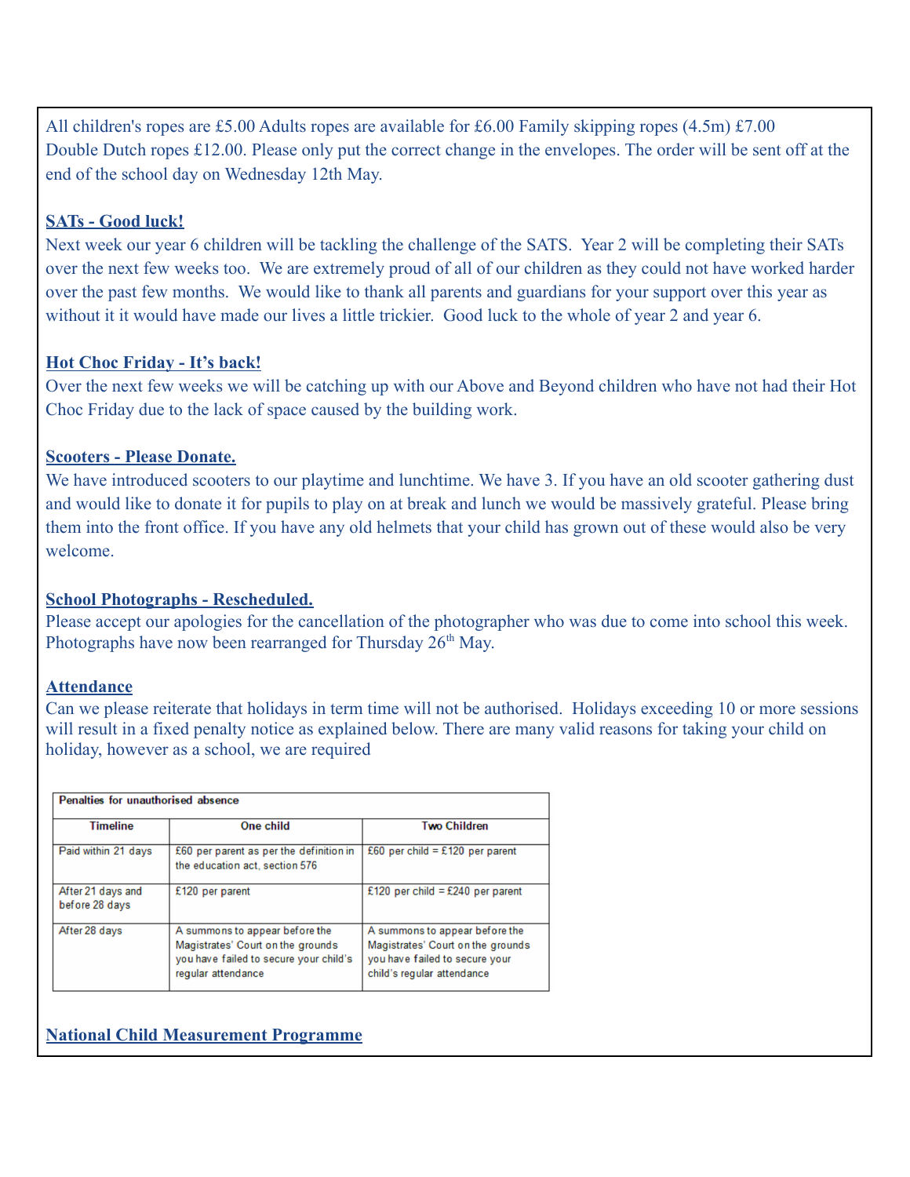All children's ropes are £5.00 Adults ropes are available for £6.00 Family skipping ropes (4.5m) £7.00 Double Dutch ropes £12.00. Please only put the correct change in the envelopes. The order will be sent off at the end of the school day on Wednesday 12th May.

**SATs - Good luck!**

Next week our year 6 children will be tackling the challenge of the SATS. Year 2 will be completing their SATs over the next few weeks too. We are extremely proud of all of our children as they could not have worked harder over the past few months. We would like to thank all parents and guardians for your support over this year as without it it would have made our lives a little trickier. Good luck to the whole of year 2 and year 6.

**Hot Choc Friday - It's back!**

Over the next few weeks we will be catching up with our Above and Beyond children who have not had their Hot Choc Friday due to the lack of space caused by the building work.

**Scooters - Please Donate.**

We have introduced scooters to our playtime and lunchtime. We have 3. If you have an old scooter gathering dust and would like to donate it for pupils to play on at break and lunch we would be massively grateful. Please bring them into the front office. If you have any old helmets that your child has grown out of these would also be very welcome.

**School Photographs - Rescheduled.**

Please accept our apologies for the cancellation of the photographer who was due to come into school this week. Photographs have now been rearranged for Thursday 26th May.

**Attendance**

Can we please reiterate that holidays in term time will not be authorised. Holidays exceeding 10 or more sessions will result in a fixed penalty notice as explained below. There are many valid reasons for taking your child on holiday, however as a school, we are required

| Penalties for unauthorised absence | | |
|---|---|---|
| **Timeline** | **One child** | **Two Children** |
| Paid within 21 days | £60 per parent as per the definition in the education act, section 576 | £60 per child = £120 per parent |
| After 21 days and before 28 days | £120 per parent | £120 per child = £240 per parent |
| After 28 days | A summons to appear before the Magistrates' Court on the grounds you have failed to secure your child's regular attendance | A summons to appear before the Magistrates' Court on the grounds you have failed to secure your child's regular attendance |

**National Child Measurement Programme**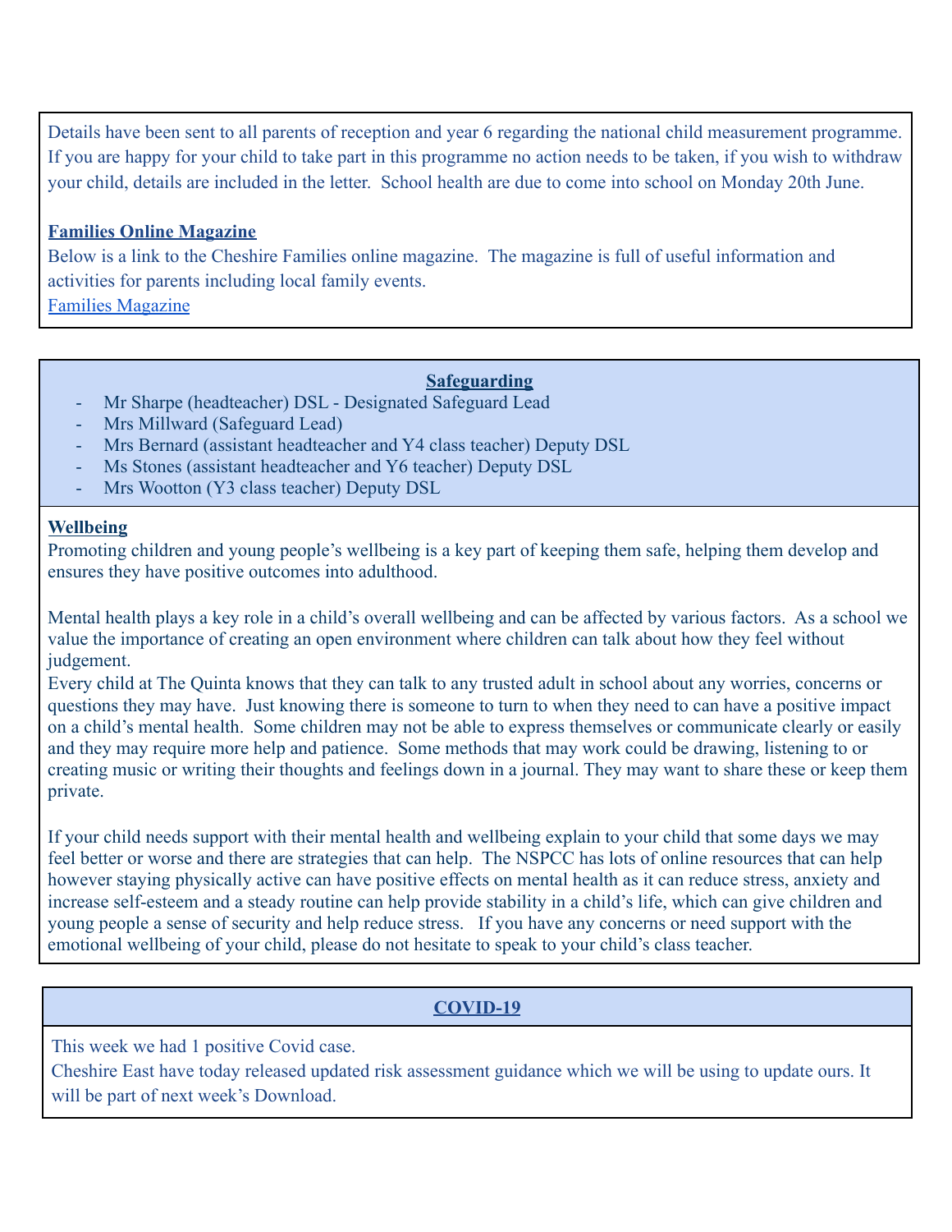Details have been sent to all parents of reception and year 6 regarding the national child measurement programme. If you are happy for your child to take part in this programme no action needs to be taken, if you wish to withdraw your child, details are included in the letter. School health are due to come into school on Monday 20th June.

**Families Online Magazine**

Below is a link to the Cheshire Families online magazine. The magazine is full of useful information and activities for parents including local family events.

Families Magazine

## Safeguarding

- Mr Sharpe (headteacher) DSL - Designated Safeguard Lead
- Mrs Millward (Safeguard Lead)
- Mrs Bernard (assistant headteacher and Y4 class teacher) Deputy DSL
- Ms Stones (assistant headteacher and Y6 teacher) Deputy DSL
- Mrs Wootton (Y3 class teacher) Deputy DSL

**Wellbeing**

Promoting children and young people's wellbeing is a key part of keeping them safe, helping them develop and ensures they have positive outcomes into adulthood.

Mental health plays a key role in a child's overall wellbeing and can be affected by various factors. As a school we value the importance of creating an open environment where children can talk about how they feel without judgement.

Every child at The Quinta knows that they can talk to any trusted adult in school about any worries, concerns or questions they may have. Just knowing there is someone to turn to when they need to can have a positive impact on a child's mental health. Some children may not be able to express themselves or communicate clearly or easily and they may require more help and patience. Some methods that may work could be drawing, listening to or creating music or writing their thoughts and feelings down in a journal. They may want to share these or keep them private.

If your child needs support with their mental health and wellbeing explain to your child that some days we may feel better or worse and there are strategies that can help. The NSPCC has lots of online resources that can help however staying physically active can have positive effects on mental health as it can reduce stress, anxiety and increase self-esteem and a steady routine can help provide stability in a child's life, which can give children and young people a sense of security and help reduce stress. If you have any concerns or need support with the emotional wellbeing of your child, please do not hesitate to speak to your child's class teacher.

## COVID-19

This week we had 1 positive Covid case.

Cheshire East have today released updated risk assessment guidance which we will be using to update ours. It will be part of next week's Download.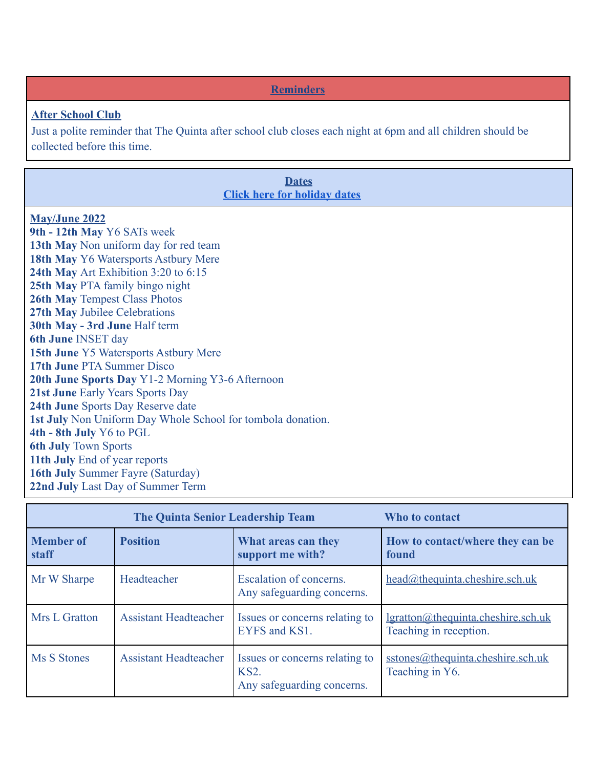## Reminders

**After School Club**

Just a polite reminder that The Quinta after school club closes each night at 6pm and all children should be collected before this time.

## Dates

[Click here for holiday dates]

**May/June 2022**

**9th - 12th May** Y6 SATs week
**13th May** Non uniform day for red team
**18th May** Y6 Watersports Astbury Mere
**24th May** Art Exhibition 3:20 to 6:15
**25th May** PTA family bingo night
**26th May** Tempest Class Photos
**27th May** Jubilee Celebrations
**30th May - 3rd June** Half term
**6th June** INSET day
**15th June** Y5 Watersports Astbury Mere
**17th June** PTA Summer Disco
**20th June Sports Day** Y1-2 Morning Y3-6 Afternoon
**21st June** Early Years Sports Day
**24th June** Sports Day Reserve date
**1st July** Non Uniform Day Whole School for tombola donation.
**4th - 8th July** Y6 to PGL
**6th July** Town Sports
**11th July** End of year reports
**16th July** Summer Fayre (Saturday)
**22nd July** Last Day of Summer Term

| The Quinta Senior Leadership Team | | | Who to contact |
|---|---|---|---|
| **Member of staff** | **Position** | **What areas can they support me with?** | **How to contact/where they can be found** |
| Mr W Sharpe | Headteacher | Escalation of concerns.<br>Any safeguarding concerns. | head@thequinta.cheshire.sch.uk |
| Mrs L Gratton | Assistant Headteacher | Issues or concerns relating to EYFS and KS1. | lgratton@thequinta.cheshire.sch.uk<br>Teaching in reception. |
| Ms S Stones | Assistant Headteacher | Issues or concerns relating to KS2.<br>Any safeguarding concerns. | sstones@thequinta.cheshire.sch.uk<br>Teaching in Y6. |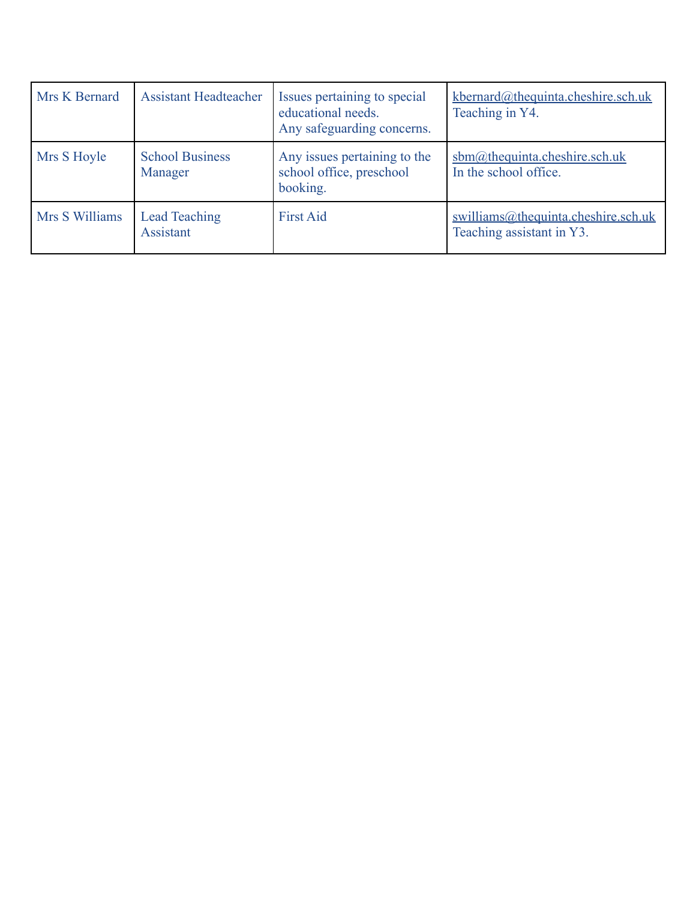| | | | |
|---|---|---|---|
| Mrs K Bernard | Assistant Headteacher | Issues pertaining to special educational needs.<br>Any safeguarding concerns. | kbernard@thequinta.cheshire.sch.uk<br>Teaching in Y4. |
| Mrs S Hoyle | School Business Manager | Any issues pertaining to the school office, preschool booking. | sbm@thequinta.cheshire.sch.uk<br>In the school office. |
| Mrs S Williams | Lead Teaching Assistant | First Aid | swilliams@thequinta.cheshire.sch.uk<br>Teaching assistant in Y3. |